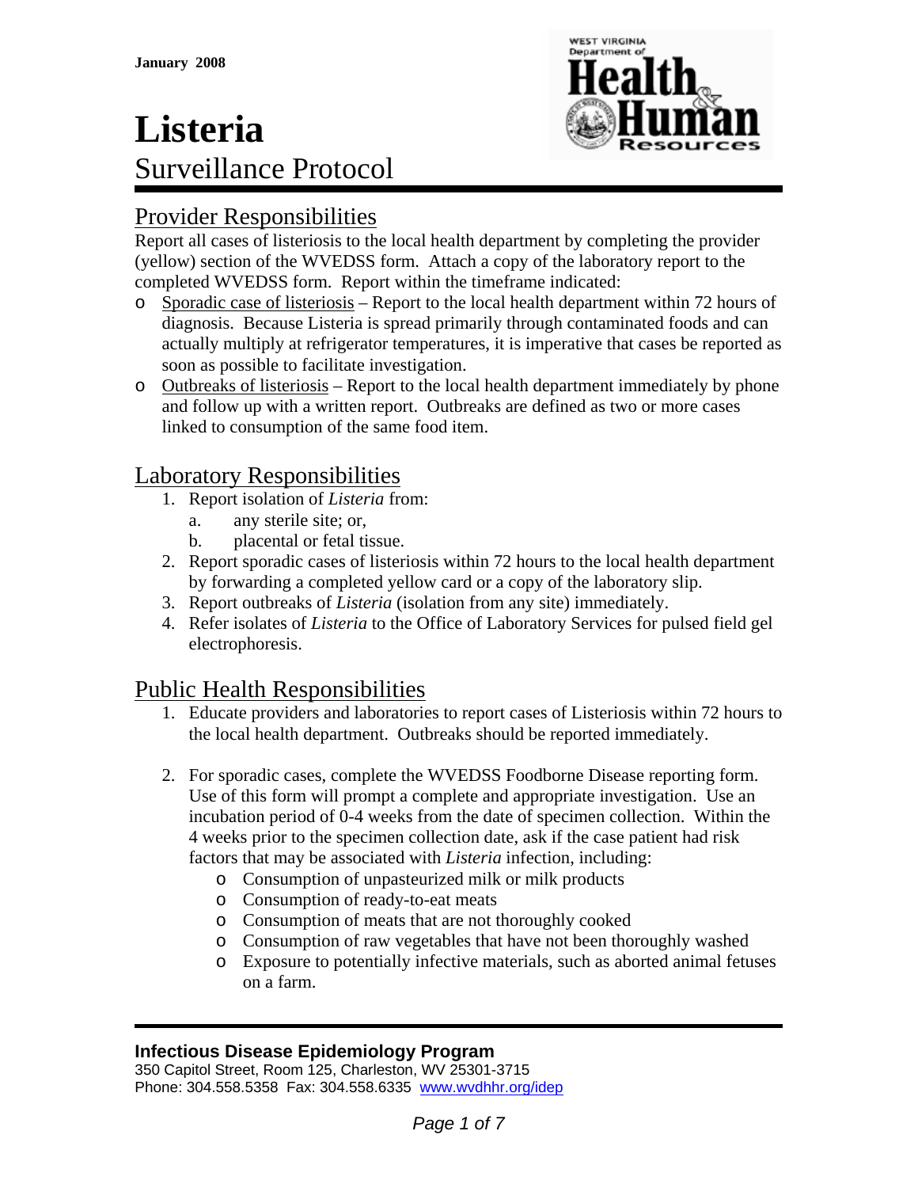January 2008

# Listeria

## Surveillance Protocol

## Provider Responsibilities

Report all cases of listeriosis to the local health department by completing the provider (yellow) section of the WVEDSS form. Attach a copy of the laboratory report to the completed WVEDSS form. Report within the timeframe indicated:

- Sporadic case of listeriosis – Report to the local health department within 72 hours of diagnosis. Because Listeria is spread primarily through contaminated foods and can actually multiply at refrigerator temperatures, it is imperative that cases be reported as soon as possible to facilitate investigation.
- Outbreaks of listeriosis – Report to the local health department immediately by phone and follow up with a written report. Outbreaks are defined as two or more cases linked to consumption of the same food item.

## Laboratory Responsibilities

1. Report isolation of *Listeria* from:
   a. any sterile site; or,
   b. placental or fetal tissue.
2. Report sporadic cases of listeriosis within 72 hours to the local health department by forwarding a completed yellow card or a copy of the laboratory slip.
3. Report outbreaks of *Listeria* (isolation from any site) immediately.
4. Refer isolates of *Listeria* to the Office of Laboratory Services for pulsed field gel electrophoresis.

## Public Health Responsibilities

1. Educate providers and laboratories to report cases of Listeriosis within 72 hours to the local health department. Outbreaks should be reported immediately.

2. For sporadic cases, complete the WVEDSS Foodborne Disease reporting form. Use of this form will prompt a complete and appropriate investigation. Use an incubation period of 0-4 weeks from the date of specimen collection. Within the 4 weeks prior to the specimen collection date, ask if the case patient had risk factors that may be associated with *Listeria* infection, including:
   - Consumption of unpasteurized milk or milk products
   - Consumption of ready-to-eat meats
   - Consumption of meats that are not thoroughly cooked
   - Consumption of raw vegetables that have not been thoroughly washed
   - Exposure to potentially infective materials, such as aborted animal fetuses on a farm.

**Infectious Disease Epidemiology Program**
350 Capitol Street, Room 125, Charleston, WV 25301-3715
Phone: 304.558.5358 Fax: 304.558.6335 www.wvdhhr.org/idep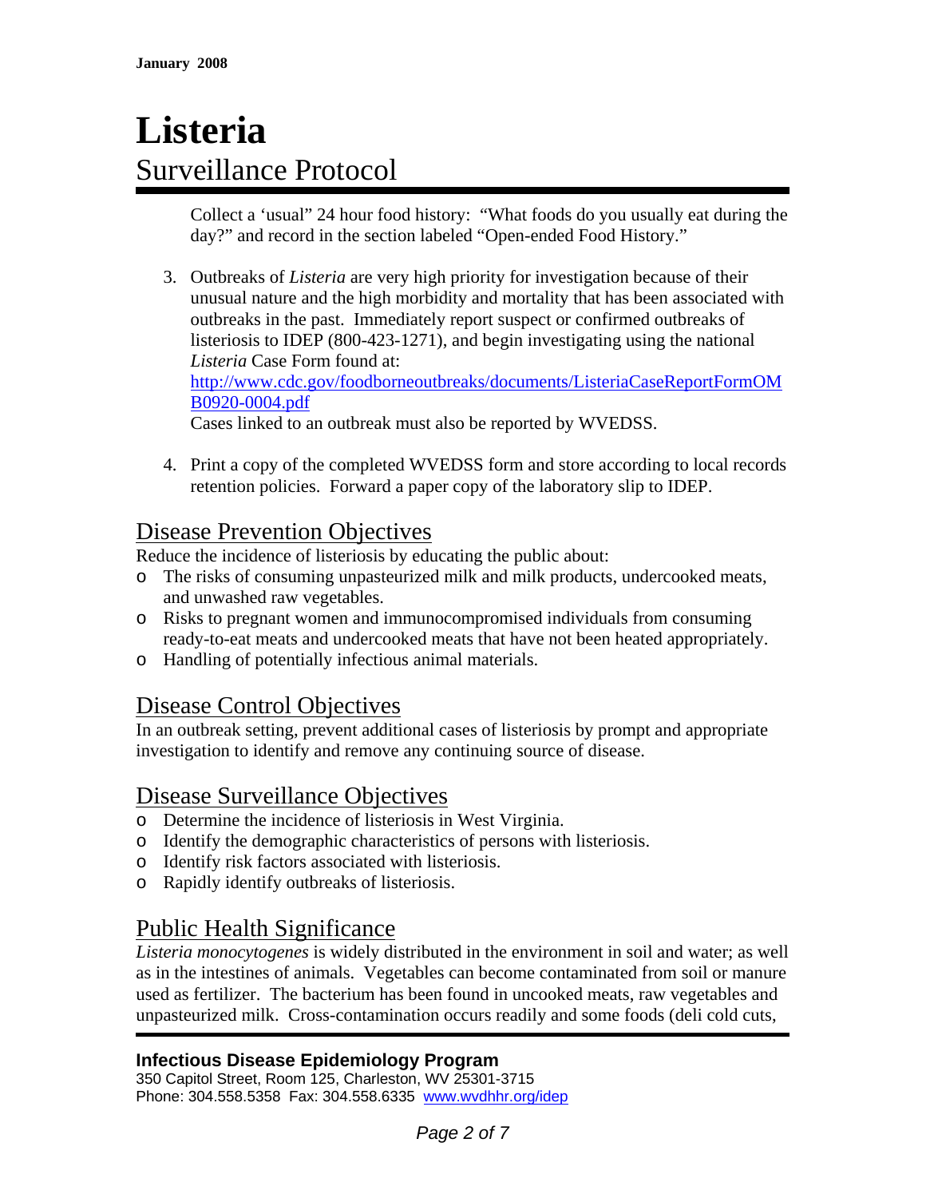Collect a 'usual" 24 hour food history: "What foods do you usually eat during the day?" and record in the section labeled "Open-ended Food History."

3. Outbreaks of *Listeria* are very high priority for investigation because of their unusual nature and the high morbidity and mortality that has been associated with outbreaks in the past. Immediately report suspect or confirmed outbreaks of listeriosis to IDEP (800-423-1271), and begin investigating using the national *Listeria* Case Form found at:
   http://www.cdc.gov/foodborneoutbreaks/documents/ListeriaCaseReportFormOMB0920-0004.pdf
   Cases linked to an outbreak must also be reported by WVEDSS.

4. Print a copy of the completed WVEDSS form and store according to local records retention policies. Forward a paper copy of the laboratory slip to IDEP.

## Disease Prevention Objectives

Reduce the incidence of listeriosis by educating the public about:

- The risks of consuming unpasteurized milk and milk products, undercooked meats, and unwashed raw vegetables.
- Risks to pregnant women and immunocompromised individuals from consuming ready-to-eat meats and undercooked meats that have not been heated appropriately.
- Handling of potentially infectious animal materials.

## Disease Control Objectives

In an outbreak setting, prevent additional cases of listeriosis by prompt and appropriate investigation to identify and remove any continuing source of disease.

## Disease Surveillance Objectives

- Determine the incidence of listeriosis in West Virginia.
- Identify the demographic characteristics of persons with listeriosis.
- Identify risk factors associated with listeriosis.
- Rapidly identify outbreaks of listeriosis.

## Public Health Significance

*Listeria monocytogenes* is widely distributed in the environment in soil and water; as well as in the intestines of animals. Vegetables can become contaminated from soil or manure used as fertilizer. The bacterium has been found in uncooked meats, raw vegetables and unpasteurized milk. Cross-contamination occurs readily and some foods (deli cold cuts,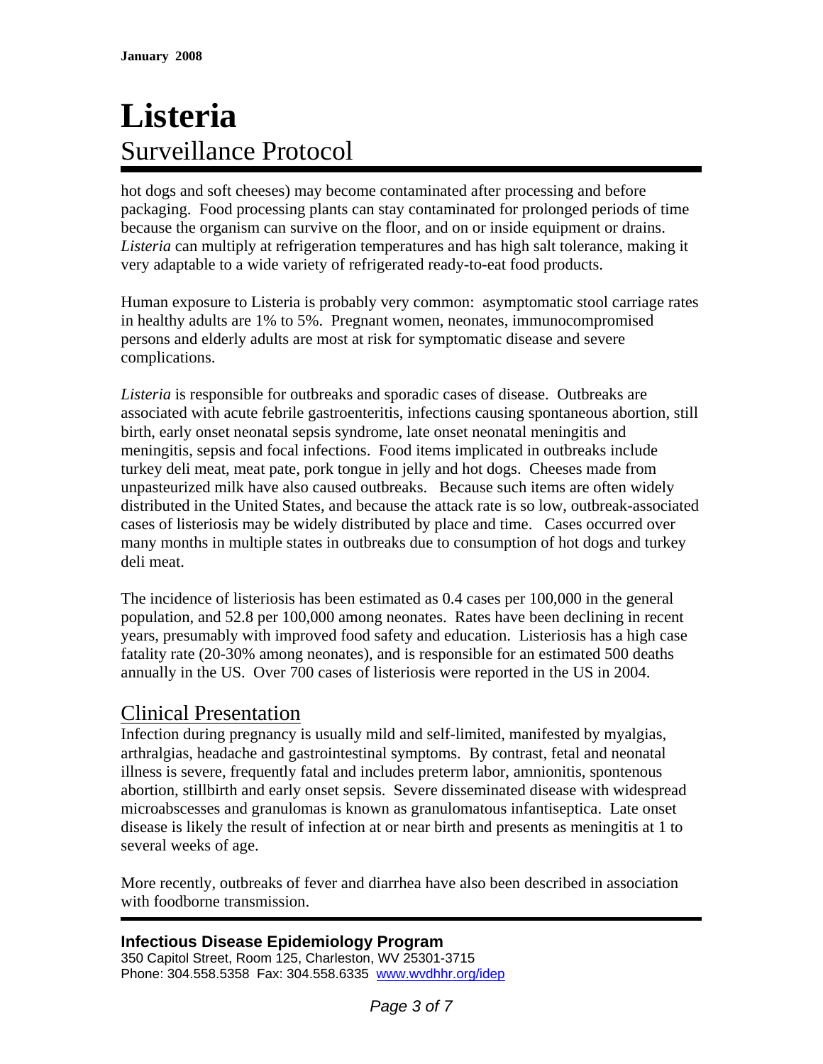hot dogs and soft cheeses) may become contaminated after processing and before packaging. Food processing plants can stay contaminated for prolonged periods of time because the organism can survive on the floor, and on or inside equipment or drains. *Listeria* can multiply at refrigeration temperatures and has high salt tolerance, making it very adaptable to a wide variety of refrigerated ready-to-eat food products.

Human exposure to Listeria is probably very common: asymptomatic stool carriage rates in healthy adults are 1% to 5%. Pregnant women, neonates, immunocompromised persons and elderly adults are most at risk for symptomatic disease and severe complications.

*Listeria* is responsible for outbreaks and sporadic cases of disease. Outbreaks are associated with acute febrile gastroenteritis, infections causing spontaneous abortion, still birth, early onset neonatal sepsis syndrome, late onset neonatal meningitis and meningitis, sepsis and focal infections. Food items implicated in outbreaks include turkey deli meat, meat pate, pork tongue in jelly and hot dogs. Cheeses made from unpasteurized milk have also caused outbreaks. Because such items are often widely distributed in the United States, and because the attack rate is so low, outbreak-associated cases of listeriosis may be widely distributed by place and time. Cases occurred over many months in multiple states in outbreaks due to consumption of hot dogs and turkey deli meat.

The incidence of listeriosis has been estimated as 0.4 cases per 100,000 in the general population, and 52.8 per 100,000 among neonates. Rates have been declining in recent years, presumably with improved food safety and education. Listeriosis has a high case fatality rate (20-30% among neonates), and is responsible for an estimated 500 deaths annually in the US. Over 700 cases of listeriosis were reported in the US in 2004.

## Clinical Presentation

Infection during pregnancy is usually mild and self-limited, manifested by myalgias, arthralgias, headache and gastrointestinal symptoms. By contrast, fetal and neonatal illness is severe, frequently fatal and includes preterm labor, amnionitis, spontenous abortion, stillbirth and early onset sepsis. Severe disseminated disease with widespread microabscesses and granulomas is known as granulomatous infantiseptica. Late onset disease is likely the result of infection at or near birth and presents as meningitis at 1 to several weeks of age.

More recently, outbreaks of fever and diarrhea have also been described in association with foodborne transmission.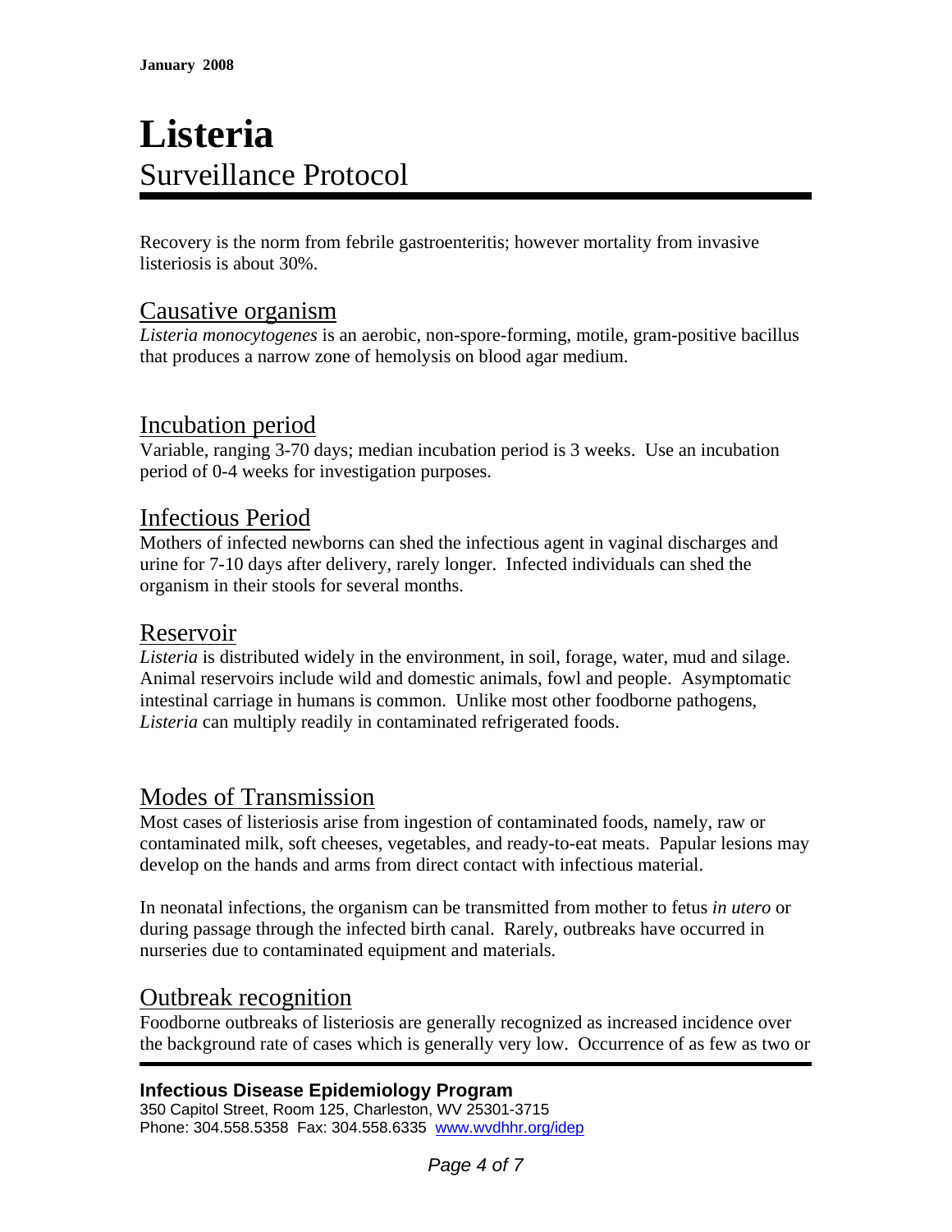Recovery is the norm from febrile gastroenteritis; however mortality from invasive listeriosis is about 30%.

## Causative organism

*Listeria monocytogenes* is an aerobic, non-spore-forming, motile, gram-positive bacillus that produces a narrow zone of hemolysis on blood agar medium.

## Incubation period

Variable, ranging 3-70 days; median incubation period is 3 weeks. Use an incubation period of 0-4 weeks for investigation purposes.

## Infectious Period

Mothers of infected newborns can shed the infectious agent in vaginal discharges and urine for 7-10 days after delivery, rarely longer. Infected individuals can shed the organism in their stools for several months.

## Reservoir

*Listeria* is distributed widely in the environment, in soil, forage, water, mud and silage. Animal reservoirs include wild and domestic animals, fowl and people. Asymptomatic intestinal carriage in humans is common. Unlike most other foodborne pathogens, *Listeria* can multiply readily in contaminated refrigerated foods.

## Modes of Transmission

Most cases of listeriosis arise from ingestion of contaminated foods, namely, raw or contaminated milk, soft cheeses, vegetables, and ready-to-eat meats. Papular lesions may develop on the hands and arms from direct contact with infectious material.

In neonatal infections, the organism can be transmitted from mother to fetus *in utero* or during passage through the infected birth canal. Rarely, outbreaks have occurred in nurseries due to contaminated equipment and materials.

## Outbreak recognition

Foodborne outbreaks of listeriosis are generally recognized as increased incidence over the background rate of cases which is generally very low. Occurrence of as few as two or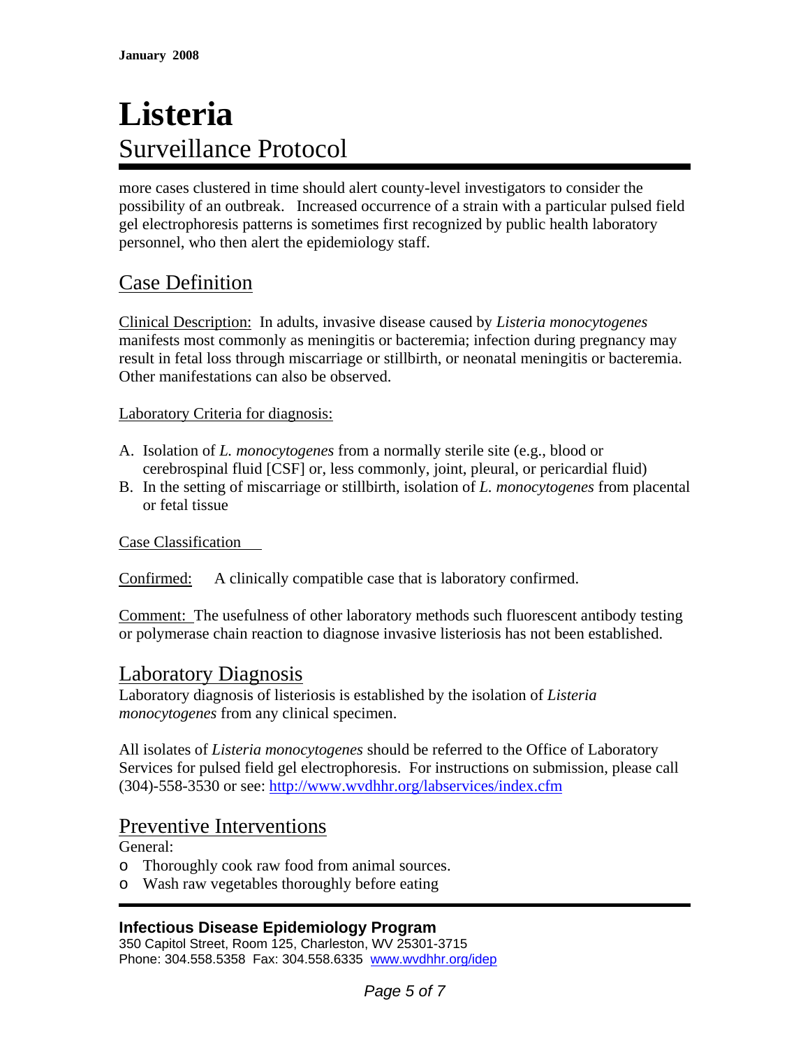more cases clustered in time should alert county-level investigators to consider the possibility of an outbreak. Increased occurrence of a strain with a particular pulsed field gel electrophoresis patterns is sometimes first recognized by public health laboratory personnel, who then alert the epidemiology staff.

## Case Definition

Clinical Description: In adults, invasive disease caused by *Listeria monocytogenes* manifests most commonly as meningitis or bacteremia; infection during pregnancy may result in fetal loss through miscarriage or stillbirth, or neonatal meningitis or bacteremia. Other manifestations can also be observed.

Laboratory Criteria for diagnosis:

A. Isolation of *L. monocytogenes* from a normally sterile site (e.g., blood or cerebrospinal fluid [CSF] or, less commonly, joint, pleural, or pericardial fluid)
B. In the setting of miscarriage or stillbirth, isolation of *L. monocytogenes* from placental or fetal tissue

Case Classification

Confirmed: A clinically compatible case that is laboratory confirmed.

Comment: The usefulness of other laboratory methods such fluorescent antibody testing or polymerase chain reaction to diagnose invasive listeriosis has not been established.

## Laboratory Diagnosis

Laboratory diagnosis of listeriosis is established by the isolation of *Listeria monocytogenes* from any clinical specimen.

All isolates of *Listeria monocytogenes* should be referred to the Office of Laboratory Services for pulsed field gel electrophoresis. For instructions on submission, please call (304)-558-3530 or see: http://www.wvdhhr.org/labservices/index.cfm

## Preventive Interventions

General:

- Thoroughly cook raw food from animal sources.
- Wash raw vegetables thoroughly before eating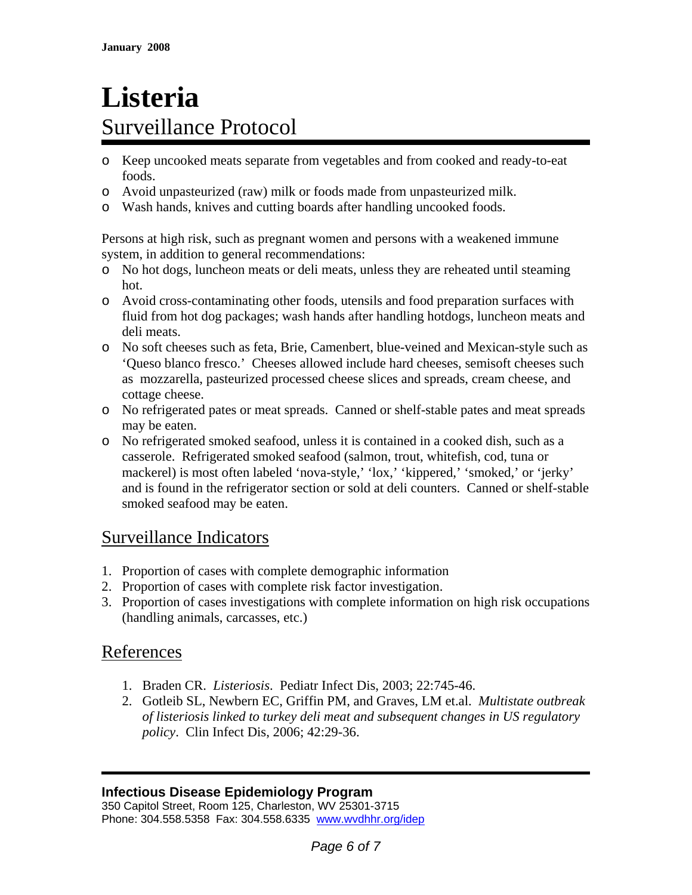- Keep uncooked meats separate from vegetables and from cooked and ready-to-eat foods.
- Avoid unpasteurized (raw) milk or foods made from unpasteurized milk.
- Wash hands, knives and cutting boards after handling uncooked foods.

Persons at high risk, such as pregnant women and persons with a weakened immune system, in addition to general recommendations:

- No hot dogs, luncheon meats or deli meats, unless they are reheated until steaming hot.
- Avoid cross-contaminating other foods, utensils and food preparation surfaces with fluid from hot dog packages; wash hands after handling hotdogs, luncheon meats and deli meats.
- No soft cheeses such as feta, Brie, Camembert, blue-veined and Mexican-style such as 'Queso blanco fresco.' Cheeses allowed include hard cheeses, semisoft cheeses such as mozzarella, pasteurized processed cheese slices and spreads, cream cheese, and cottage cheese.
- No refrigerated pates or meat spreads. Canned or shelf-stable pates and meat spreads may be eaten.
- No refrigerated smoked seafood, unless it is contained in a cooked dish, such as a casserole. Refrigerated smoked seafood (salmon, trout, whitefish, cod, tuna or mackerel) is most often labeled 'nova-style,' 'lox,' 'kippered,' 'smoked,' or 'jerky' and is found in the refrigerator section or sold at deli counters. Canned or shelf-stable smoked seafood may be eaten.

## Surveillance Indicators

1. Proportion of cases with complete demographic information
2. Proportion of cases with complete risk factor investigation.
3. Proportion of cases investigations with complete information on high risk occupations (handling animals, carcasses, etc.)

## References

1. Braden CR. *Listeriosis.* Pediatr Infect Dis, 2003; 22:745-46.
2. Gotleib SL, Newbern EC, Griffin PM, and Graves, LM et.al. *Multistate outbreak of listeriosis linked to turkey deli meat and subsequent changes in US regulatory policy*. Clin Infect Dis, 2006; 42:29-36.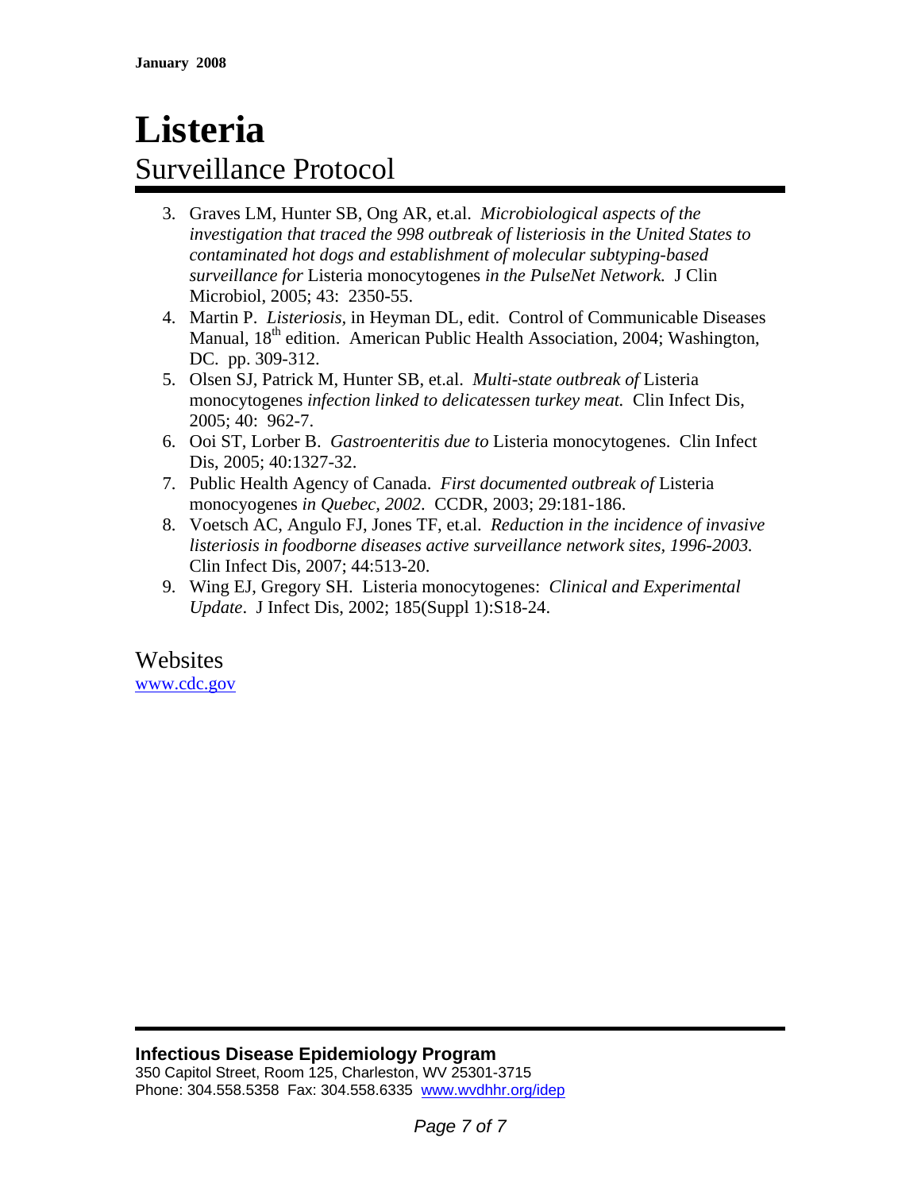3. Graves LM, Hunter SB, Ong AR, et.al. *Microbiological aspects of the investigation that traced the 998 outbreak of listeriosis in the United States to contaminated hot dogs and establishment of molecular subtyping-based surveillance for* Listeria monocytogenes *in the PulseNet Network.* J Clin Microbiol, 2005; 43: 2350-55.
4. Martin P. *Listeriosis,* in Heyman DL, edit. Control of Communicable Diseases Manual, 18th edition. American Public Health Association, 2004; Washington, DC. pp. 309-312.
5. Olsen SJ, Patrick M, Hunter SB, et.al. *Multi-state outbreak of* Listeria monocytogenes *infection linked to delicatessen turkey meat.* Clin Infect Dis, 2005; 40: 962-7.
6. Ooi ST, Lorber B. *Gastroenteritis due to* Listeria monocytogenes. Clin Infect Dis, 2005; 40:1327-32.
7. Public Health Agency of Canada. *First documented outbreak of* Listeria monocyogenes *in Quebec, 2002*. CCDR, 2003; 29:181-186.
8. Voetsch AC, Angulo FJ, Jones TF, et.al. *Reduction in the incidence of invasive listeriosis in foodborne diseases active surveillance network sites, 1996-2003.* Clin Infect Dis, 2007; 44:513-20.
9. Wing EJ, Gregory SH. Listeria monocytogenes: *Clinical and Experimental Update*. J Infect Dis, 2002; 185(Suppl 1):S18-24.

## Websites

www.cdc.gov